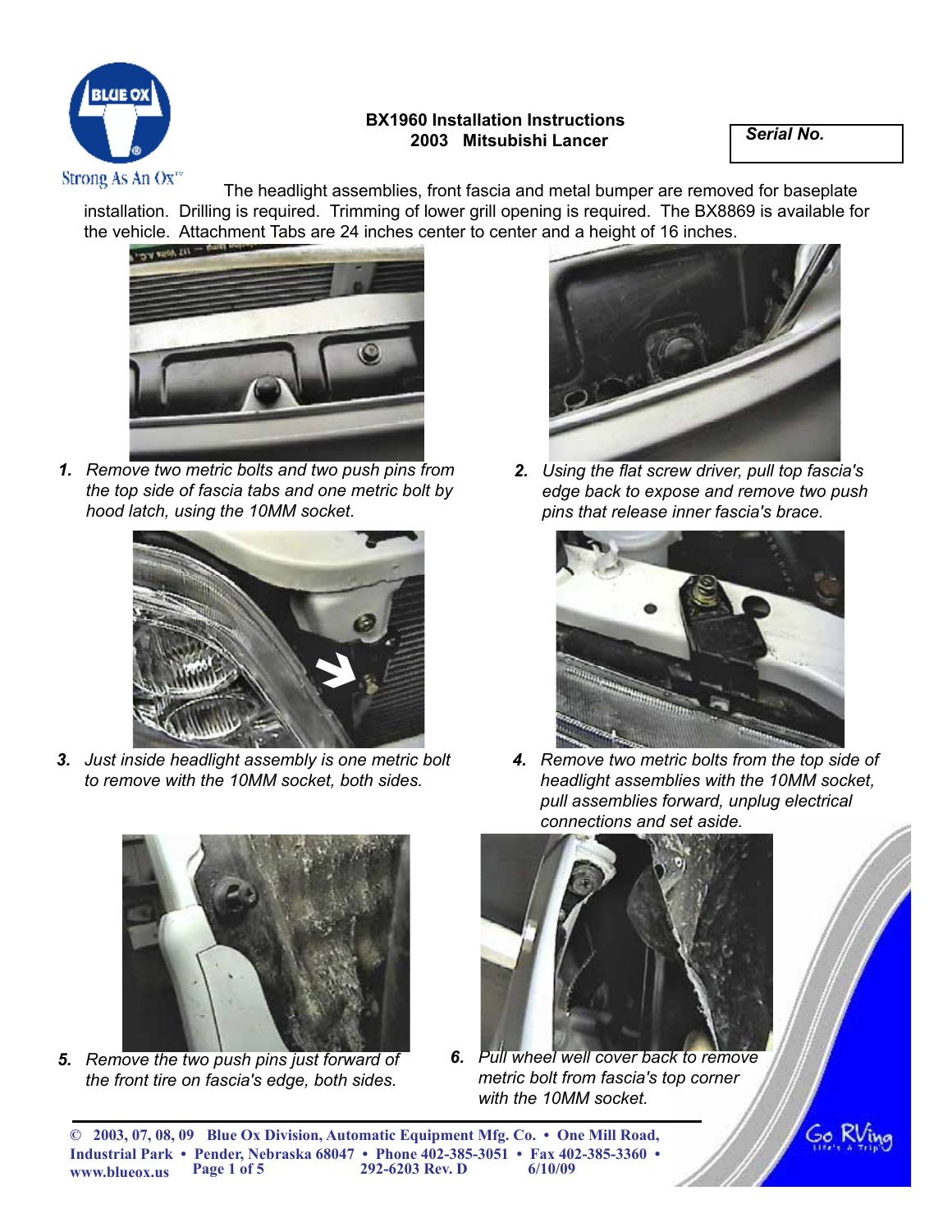**BX1960 Installation Instructions**
**2003 Mitsubishi Lancer**

***Serial No.***

Strong As An Ox™

The headlight assemblies, front fascia and metal bumper are removed for baseplate installation. Drilling is required. Trimming of lower grill opening is required. The BX8869 is available for the vehicle. Attachment Tabs are 24 inches center to center and a height of 16 inches.

1. *Remove two metric bolts and two push pins from the top side of fascia tabs and one metric bolt by hood latch, using the 10MM socket.*

2. *Using the flat screw driver, pull top fascia's edge back to expose and remove two push pins that release inner fascia's brace.*

3. *Just inside headlight assembly is one metric bolt to remove with the 10MM socket, both sides.*

4. *Remove two metric bolts from the top side of headlight assemblies with the 10MM socket, pull assemblies forward, unplug electrical connections and set aside.*

5. *Remove the two push pins just forward of the front tire on fascia's edge, both sides.*

6. *Pull wheel well cover back to remove metric bolt from fascia's top corner with the 10MM socket.*

© 2003, 07, 08, 09 Blue Ox Division, Automatic Equipment Mfg. Co. • One Mill Road, Industrial Park • Pender, Nebraska 68047 • Phone 402-385-3051 • Fax 402-385-3360 • www.blueox.us 292-6203 Rev. D 6/10/09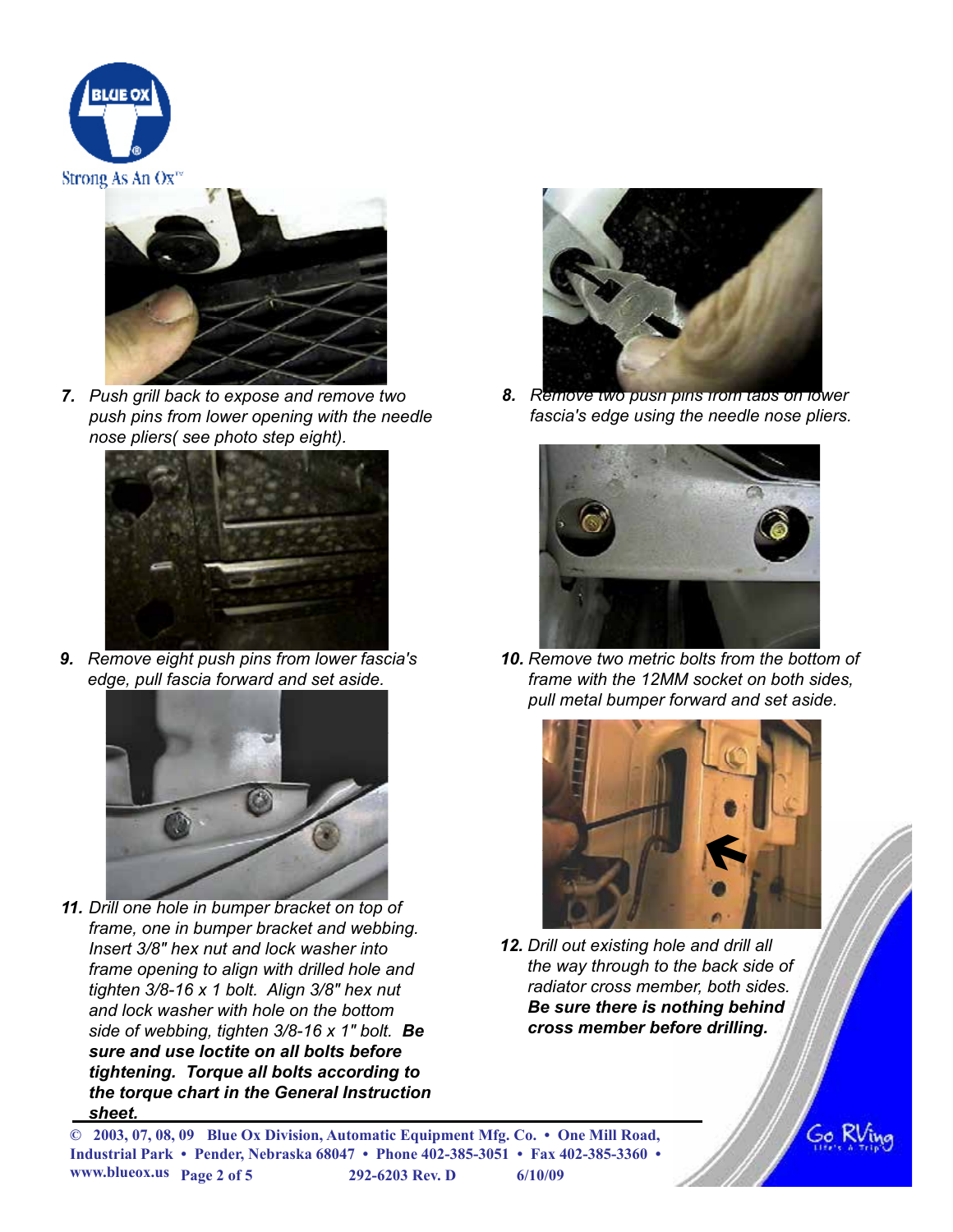7. *Push grill back to expose and remove two push pins from lower opening with the needle nose pliers( see photo step eight).*

8. *Remove two push pins from tabs on lower fascia's edge using the needle nose pliers.*

9. *Remove eight push pins from lower fascia's edge, pull fascia forward and set aside.*

10. *Remove two metric bolts from the bottom of frame with the 12MM socket on both sides, pull metal bumper forward and set aside.*

11. *Drill one hole in bumper bracket on top of frame, one in bumper bracket and webbing. Insert 3/8" hex nut and lock washer into frame opening to align with drilled hole and tighten 3/8-16 x 1 bolt. Align 3/8" hex nut and lock washer with hole on the bottom side of webbing, tighten 3/8-16 x 1" bolt.* ***Be sure and use loctite on all bolts before tightening. Torque all bolts according to the torque chart in the General Instruction sheet.***

12. *Drill out existing hole and drill all the way through to the back side of radiator cross member, both sides.* ***Be sure there is nothing behind cross member before drilling.***

© 2003, 07, 08, 09 Blue Ox Division, Automatic Equipment Mfg. Co. • One Mill Road, Industrial Park • Pender, Nebraska 68047 • Phone 402-385-3051 • Fax 402-385-3360 • www.blueox.us 292-6203 Rev. D 6/10/09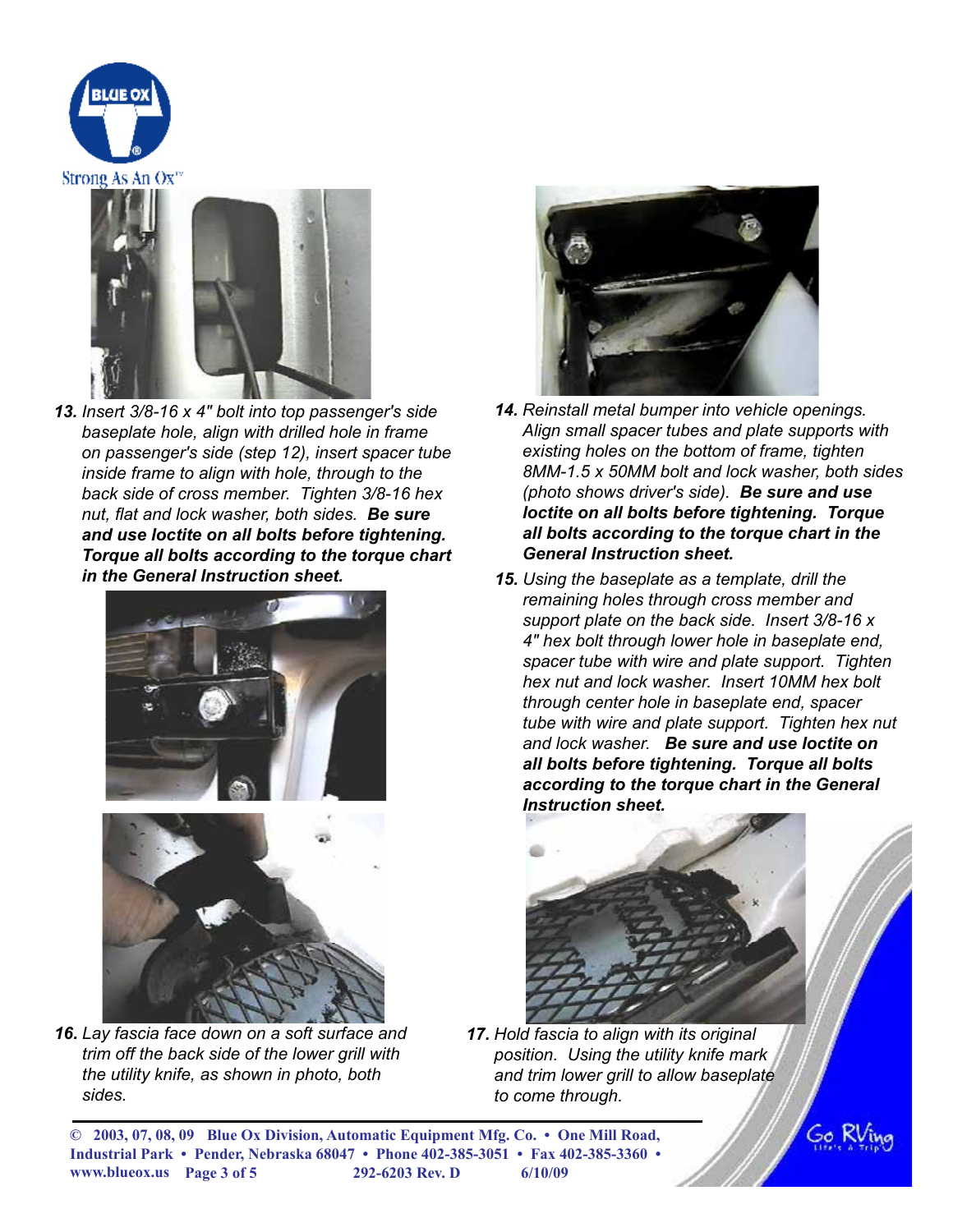**13.** *Insert 3/8-16 x 4" bolt into top passenger's side baseplate hole, align with drilled hole in frame on passenger's side (step 12), insert spacer tube inside frame to align with hole, through to the back side of cross member. Tighten 3/8-16 hex nut, flat and lock washer, both sides.* ***Be sure and use loctite on all bolts before tightening. Torque all bolts according to the torque chart in the General Instruction sheet.***

**14.** *Reinstall metal bumper into vehicle openings. Align small spacer tubes and plate supports with existing holes on the bottom of frame, tighten 8MM-1.5 x 50MM bolt and lock washer, both sides (photo shows driver's side).* ***Be sure and use loctite on all bolts before tightening. Torque all bolts according to the torque chart in the General Instruction sheet.***

**15.** *Using the baseplate as a template, drill the remaining holes through cross member and support plate on the back side. Insert 3/8-16 x 4" hex bolt through lower hole in baseplate end, spacer tube with wire and plate support. Tighten hex nut and lock washer. Insert 10MM hex bolt through center hole in baseplate end, spacer tube with wire and plate support. Tighten hex nut and lock washer.* ***Be sure and use loctite on all bolts before tightening. Torque all bolts according to the torque chart in the General Instruction sheet.***

**16.** *Lay fascia face down on a soft surface and trim off the back side of the lower grill with the utility knife, as shown in photo, both sides.*

**17.** *Hold fascia to align with its original position. Using the utility knife mark and trim lower grill to allow baseplate to come through.*

© 2003, 07, 08, 09 Blue Ox Division, Automatic Equipment Mfg. Co. • One Mill Road, Industrial Park • Pender, Nebraska 68047 • Phone 402-385-3051 • Fax 402-385-3360 • www.blueox.us 292-6203 Rev. D 6/10/09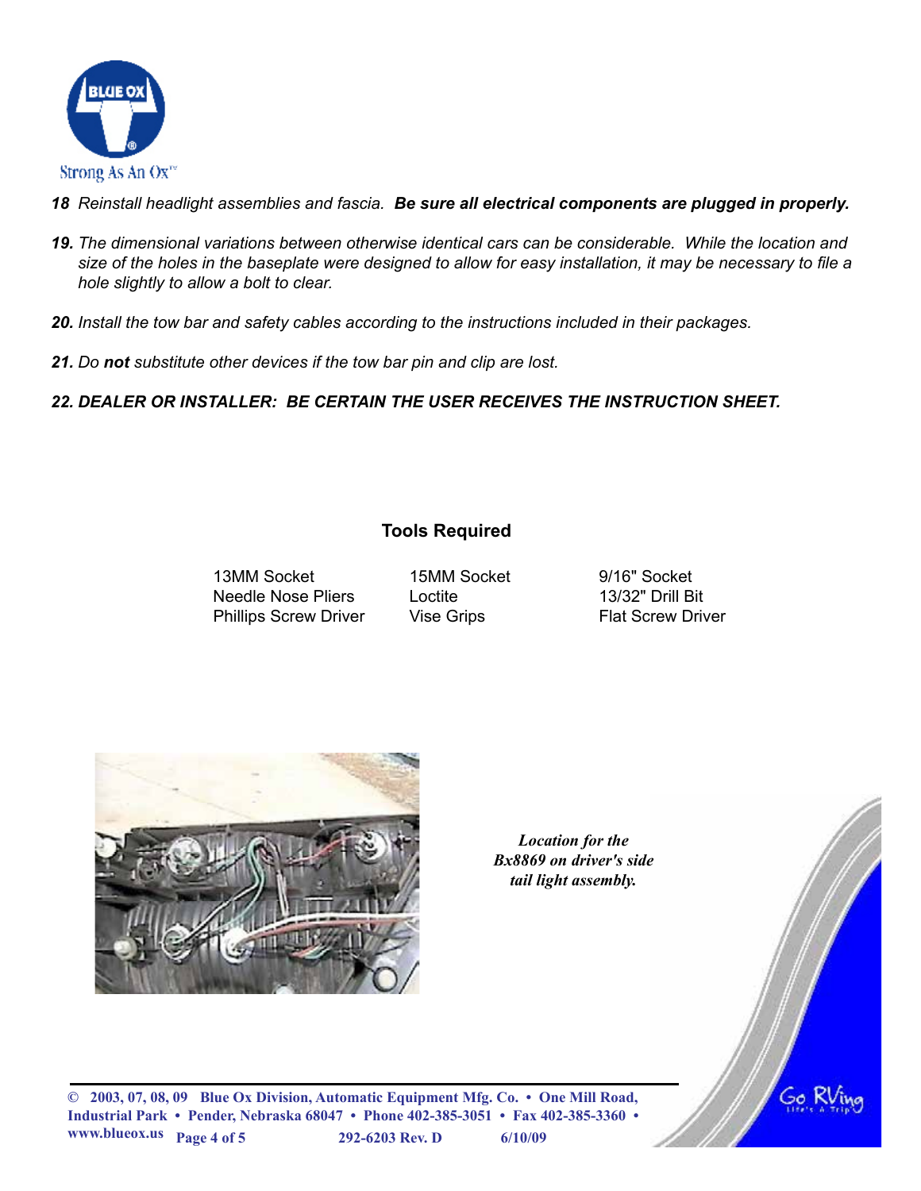*18 Reinstall headlight assemblies and fascia.* ***Be sure all electrical components are plugged in properly.***

***19.*** *The dimensional variations between otherwise identical cars can be considerable. While the location and size of the holes in the baseplate were designed to allow for easy installation, it may be necessary to file a hole slightly to allow a bolt to clear.*

***20.*** *Install the tow bar and safety cables according to the instructions included in their packages.*

***21.*** *Do* ***not*** *substitute other devices if the tow bar pin and clip are lost.*

***22. DEALER OR INSTALLER: BE CERTAIN THE USER RECEIVES THE INSTRUCTION SHEET.***

## Tools Required

| | | |
|---|---|---|
| 13MM Socket | 15MM Socket | 9/16" Socket |
| Needle Nose Pliers | Loctite | 13/32" Drill Bit |
| Phillips Screw Driver | Vise Grips | Flat Screw Driver |

*Location for the Bx8869 on driver's side tail light assembly.*

© 2003, 07, 08, 09 Blue Ox Division, Automatic Equipment Mfg. Co. • One Mill Road, Industrial Park • Pender, Nebraska 68047 • Phone 402-385-3051 • Fax 402-385-3360 • www.blueox.us 292-6203 Rev. D 6/10/09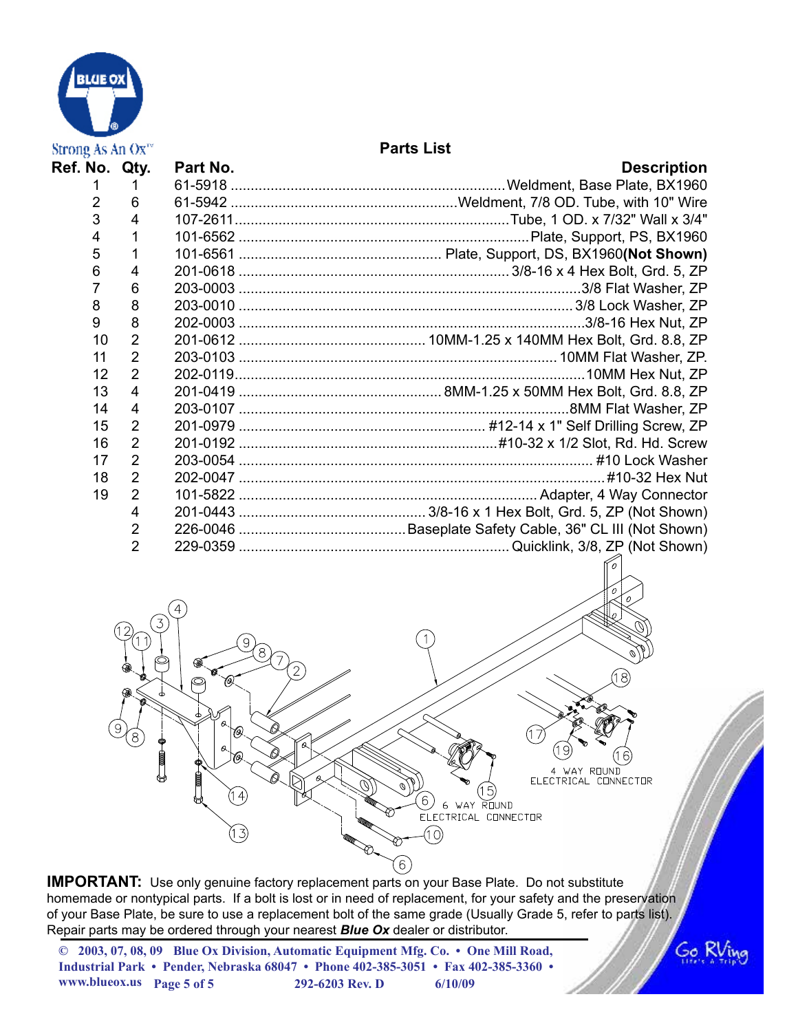Strong As An Ox™

## Parts List

| Ref. No. | Qty. | Part No. | Description |
|---|---|---|---|
| 1 | 1 | 61-5918 | Weldment, Base Plate, BX1960 |
| 2 | 6 | 61-5942 | Weldment, 7/8 OD. Tube, with 10" Wire |
| 3 | 4 | 107-2611 | Tube, 1 OD. x 7/32" Wall x 3/4" |
| 4 | 1 | 101-6562 | Plate, Support, PS, BX1960 |
| 5 | 1 | 101-6561 | Plate, Support, DS, BX1960 **(Not Shown)** |
| 6 | 4 | 201-0618 | 3/8-16 x 4 Hex Bolt, Grd. 5, ZP |
| 7 | 6 | 203-0003 | 3/8 Flat Washer, ZP |
| 8 | 8 | 203-0010 | 3/8 Lock Washer, ZP |
| 9 | 8 | 202-0003 | 3/8-16 Hex Nut, ZP |
| 10 | 2 | 201-0612 | 10MM-1.25 x 140MM Hex Bolt, Grd. 8.8, ZP |
| 11 | 2 | 203-0103 | 10MM Flat Washer, ZP. |
| 12 | 2 | 202-0119 | 10MM Hex Nut, ZP |
| 13 | 4 | 201-0419 | 8MM-1.25 x 50MM Hex Bolt, Grd. 8.8, ZP |
| 14 | 4 | 203-0107 | 8MM Flat Washer, ZP |
| 15 | 2 | 201-0979 | #12-14 x 1" Self Drilling Screw, ZP |
| 16 | 2 | 201-0192 | #10-32 x 1/2 Slot, Rd. Hd. Screw |
| 17 | 2 | 203-0054 | #10 Lock Washer |
| 18 | 2 | 202-0047 | #10-32 Hex Nut |
| 19 | 2 | 101-5822 | Adapter, 4 Way Connector |
| | 4 | 201-0443 | 3/8-16 x 1 Hex Bolt, Grd. 5, ZP (Not Shown) |
| | 2 | 226-0046 | Baseplate Safety Cable, 36" CL III (Not Shown) |
| | 2 | 229-0359 | Quicklink, 3/8, ZP (Not Shown) |

4 WAY ROUND ELECTRICAL CONNECTOR

6 WAY ROUND ELECTRICAL CONNECTOR

**IMPORTANT:** Use only genuine factory replacement parts on your Base Plate. Do not substitute homemade or nontypical parts. If a bolt is lost or in need of replacement, for your safety and the preservation of your Base Plate, be sure to use a replacement bolt of the same grade (Usually Grade 5, refer to parts list). Repair parts may be ordered through your nearest ***Blue Ox*** dealer or distributor.

© 2003, 07, 08, 09 Blue Ox Division, Automatic Equipment Mfg. Co. • One Mill Road, Industrial Park • Pender, Nebraska 68047 • Phone 402-385-3051 • Fax 402-385-3360 • www.blueox.us 292-6203 Rev. D 6/10/09